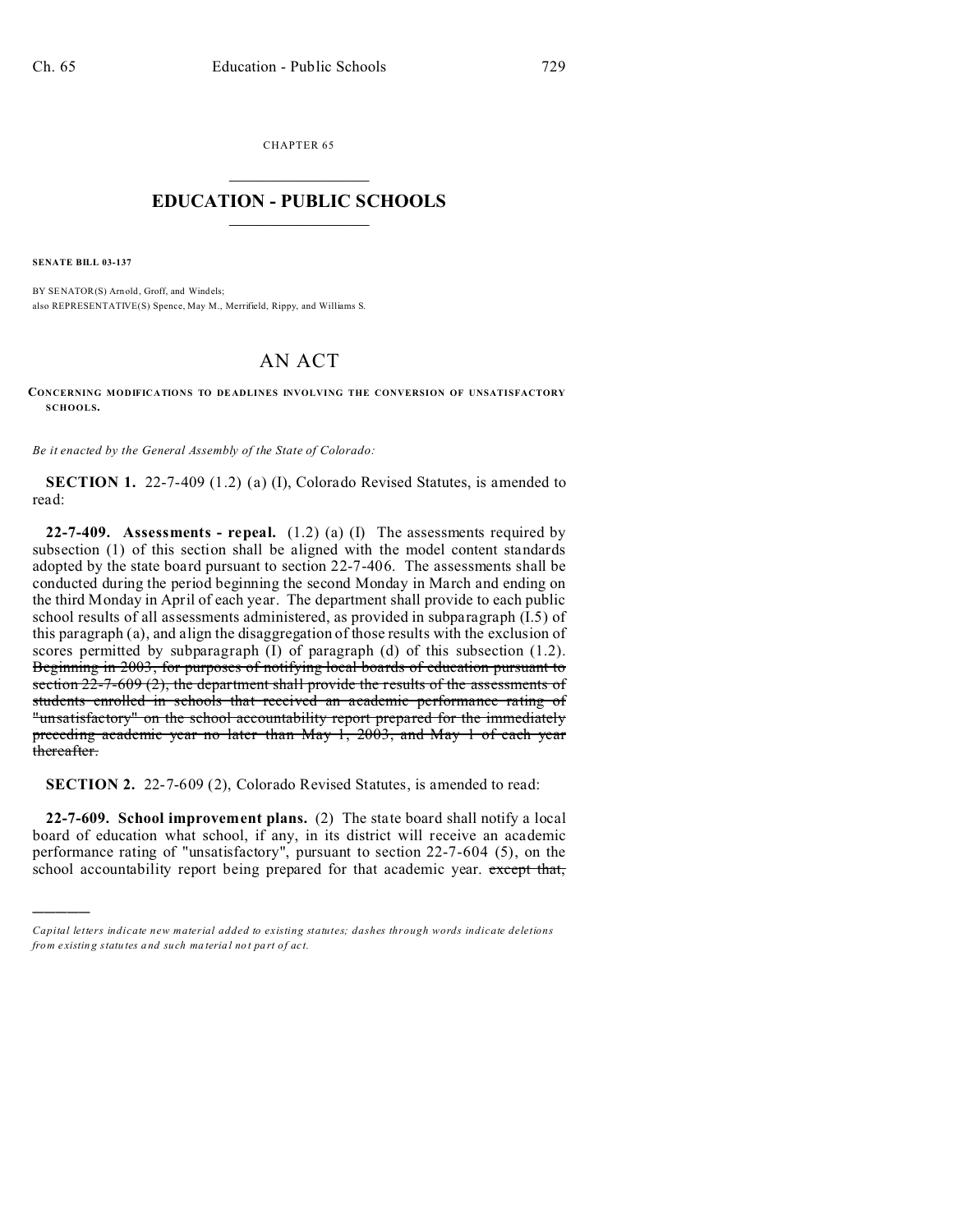CHAPTER 65

# EDUCATION - PUBLIC SCHOOLS

**SENATE BILL 03-137**

BY SENATOR(S) Arnold, Groff, and Windels;
also REPRESENTATIVE(S) Spence, May M., Merrifield, Rippy, and Williams S.

# AN ACT

**CONCERNING MODIFICATIONS TO DEADLINES INVOLVING THE CONVERSION OF UNSATISFACTORY SCHOOLS.**

*Be it enacted by the General Assembly of the State of Colorado:*

**SECTION 1.** 22-7-409 (1.2) (a) (I), Colorado Revised Statutes, is amended to read:

**22-7-409. Assessments - repeal.** (1.2) (a) (I) The assessments required by subsection (1) of this section shall be aligned with the model content standards adopted by the state board pursuant to section 22-7-406. The assessments shall be conducted during the period beginning the second Monday in March and ending on the third Monday in April of each year. The department shall provide to each public school results of all assessments administered, as provided in subparagraph (I.5) of this paragraph (a), and align the disaggregation of those results with the exclusion of scores permitted by subparagraph (I) of paragraph (d) of this subsection (1.2). ~~Beginning in 2003, for purposes of notifying local boards of education pursuant to section 22-7-609 (2), the department shall provide the results of the assessments of students enrolled in schools that received an academic performance rating of "unsatisfactory" on the school accountability report prepared for the immediately preceding academic year no later than May 1, 2003, and May 1 of each year thereafter.~~

**SECTION 2.** 22-7-609 (2), Colorado Revised Statutes, is amended to read:

**22-7-609. School improvement plans.** (2) The state board shall notify a local board of education what school, if any, in its district will receive an academic performance rating of "unsatisfactory", pursuant to section 22-7-604 (5), on the school accountability report being prepared for that academic year. ~~except that,~~

---

*Capital letters indicate new material added to existing statutes; dashes through words indicate deletions from existing statutes and such material not part of act.*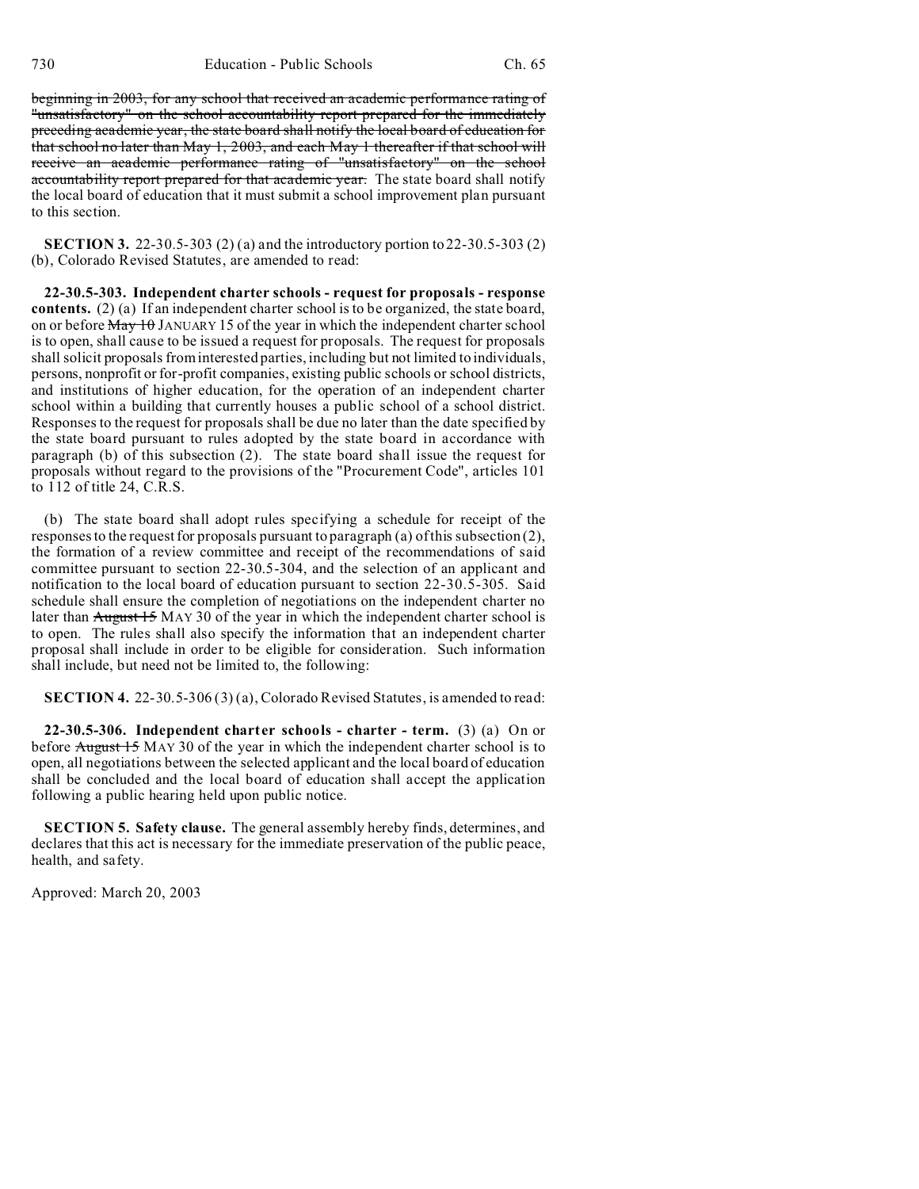~~beginning in 2003, for any school that received an academic performance rating of "unsatisfactory" on the school accountability report prepared for the immediately preceding academic year, the state board shall notify the local board of education for that school no later than May 1, 2003, and each May 1 thereafter if that school will receive an academic performance rating of "unsatisfactory" on the school accountability report prepared for that academic year.~~ The state board shall notify the local board of education that it must submit a school improvement plan pursuant to this section.

**SECTION 3.** 22-30.5-303 (2) (a) and the introductory portion to 22-30.5-303 (2) (b), Colorado Revised Statutes, are amended to read:

**22-30.5-303. Independent charter schools - request for proposals - response contents.** (2) (a) If an independent charter school is to be organized, the state board, on or before ~~May 10~~ JANUARY 15 of the year in which the independent charter school is to open, shall cause to be issued a request for proposals. The request for proposals shall solicit proposals from interested parties, including but not limited to individuals, persons, nonprofit or for-profit companies, existing public schools or school districts, and institutions of higher education, for the operation of an independent charter school within a building that currently houses a public school of a school district. Responses to the request for proposals shall be due no later than the date specified by the state board pursuant to rules adopted by the state board in accordance with paragraph (b) of this subsection (2). The state board shall issue the request for proposals without regard to the provisions of the "Procurement Code", articles 101 to 112 of title 24, C.R.S.

(b) The state board shall adopt rules specifying a schedule for receipt of the responses to the request for proposals pursuant to paragraph (a) of this subsection (2), the formation of a review committee and receipt of the recommendations of said committee pursuant to section 22-30.5-304, and the selection of an applicant and notification to the local board of education pursuant to section 22-30.5-305. Said schedule shall ensure the completion of negotiations on the independent charter no later than ~~August 15~~ MAY 30 of the year in which the independent charter school is to open. The rules shall also specify the information that an independent charter proposal shall include in order to be eligible for consideration. Such information shall include, but need not be limited to, the following:

**SECTION 4.** 22-30.5-306 (3) (a), Colorado Revised Statutes, is amended to read:

**22-30.5-306. Independent charter schools - charter - term.** (3) (a) On or before ~~August 15~~ MAY 30 of the year in which the independent charter school is to open, all negotiations between the selected applicant and the local board of education shall be concluded and the local board of education shall accept the application following a public hearing held upon public notice.

**SECTION 5. Safety clause.** The general assembly hereby finds, determines, and declares that this act is necessary for the immediate preservation of the public peace, health, and safety.

Approved: March 20, 2003